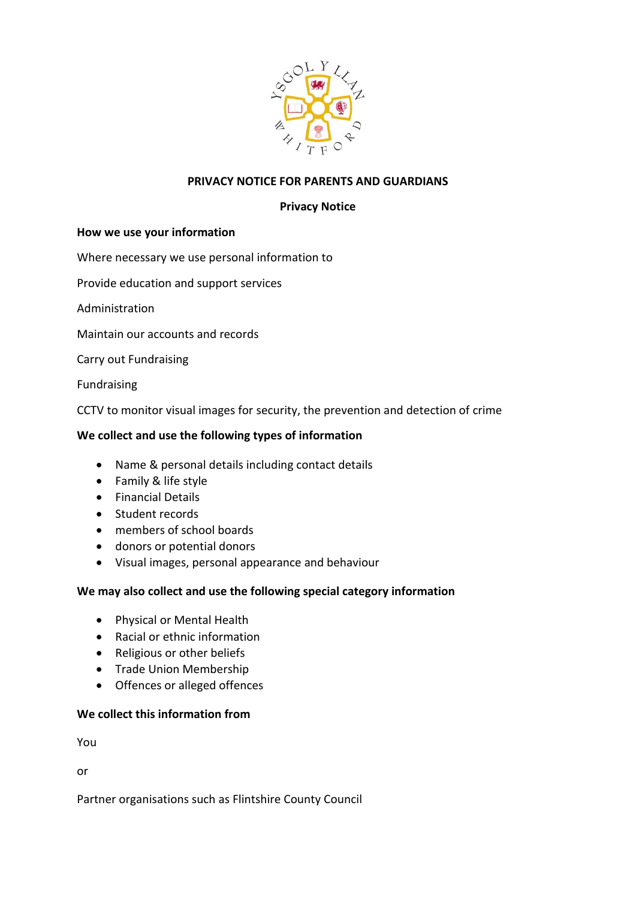**PRIVACY NOTICE FOR PARENTS AND GUARDIANS**

**Privacy Notice**

**How we use your information**

Where necessary we use personal information to

Provide education and support services

Administration

Maintain our accounts and records

Carry out Fundraising

Fundraising

CCTV to monitor visual images for security, the prevention and detection of crime

**We collect and use the following types of information**

- Name & personal details including contact details
- Family & life style
- Financial Details
- Student records
- members of school boards
- donors or potential donors
- Visual images, personal appearance and behaviour

**We may also collect and use the following special category information**

- Physical or Mental Health
- Racial or ethnic information
- Religious or other beliefs
- Trade Union Membership
- Offences or alleged offences

**We collect this information from**

You

or

Partner organisations such as Flintshire County Council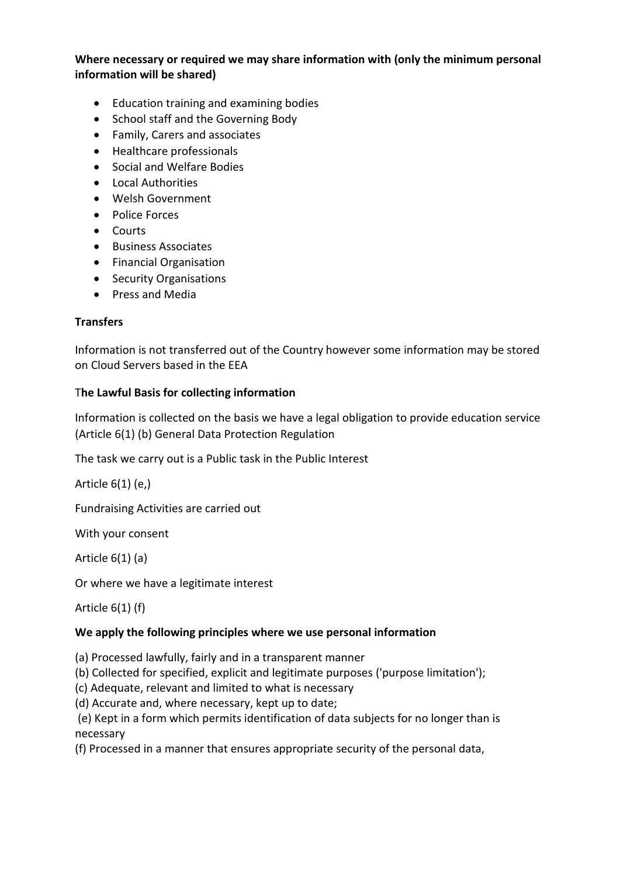**Where necessary or required we may share information with (only the minimum personal information will be shared)**

- Education training and examining bodies
- School staff and the Governing Body
- Family, Carers and associates
- Healthcare professionals
- Social and Welfare Bodies
- Local Authorities
- Welsh Government
- Police Forces
- Courts
- Business Associates
- Financial Organisation
- Security Organisations
- Press and Media

**Transfers**

Information is not transferred out of the Country however some information may be stored on Cloud Servers based in the EEA

T**he Lawful Basis for collecting information**

Information is collected on the basis we have a legal obligation to provide education service (Article 6(1) (b) General Data Protection Regulation

The task we carry out is a Public task in the Public Interest

Article 6(1) (e,)

Fundraising Activities are carried out

With your consent

Article 6(1) (a)

Or where we have a legitimate interest

Article 6(1) (f)

**We apply the following principles where we use personal information**

(a) Processed lawfully, fairly and in a transparent manner
(b) Collected for specified, explicit and legitimate purposes ('purpose limitation');
(c) Adequate, relevant and limited to what is necessary
(d) Accurate and, where necessary, kept up to date;
(e) Kept in a form which permits identification of data subjects for no longer than is necessary
(f) Processed in a manner that ensures appropriate security of the personal data,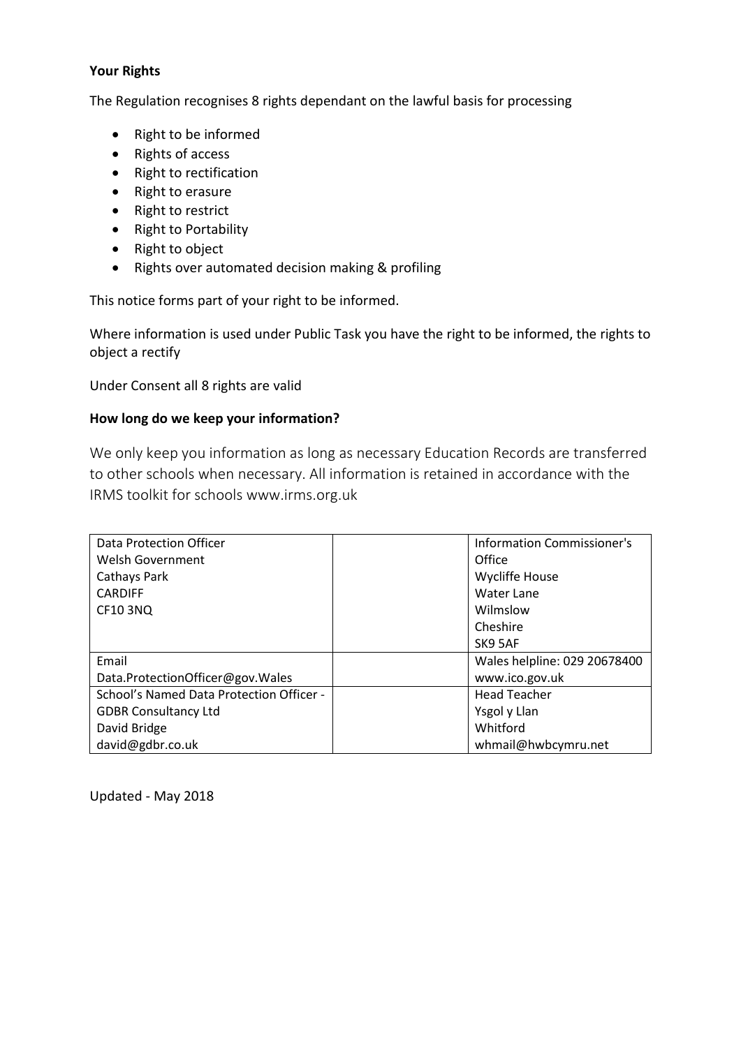**Your Rights**

The Regulation recognises 8 rights dependant on the lawful basis for processing

- Right to be informed
- Rights of access
- Right to rectification
- Right to erasure
- Right to restrict
- Right to Portability
- Right to object
- Rights over automated decision making & profiling

This notice forms part of your right to be informed.

Where information is used under Public Task you have the right to be informed, the rights to object a rectify

Under Consent all 8 rights are valid

**How long do we keep your information?**

We only keep you information as long as necessary Education Records are transferred to other schools when necessary. All information is retained in accordance with the IRMS toolkit for schools www.irms.org.uk

| | | |
|---|---|---|
| Data Protection Officer<br>Welsh Government<br>Cathays Park<br>CARDIFF<br>CF10 3NQ | | Information Commissioner's Office<br>Wycliffe House<br>Water Lane<br>Wilmslow<br>Cheshire<br>SK9 5AF |
| Email<br>Data.ProtectionOfficer@gov.Wales | | Wales helpline: 029 20678400<br>www.ico.gov.uk |
| School's Named Data Protection Officer -<br>GDBR Consultancy Ltd<br>David Bridge<br>david@gdbr.co.uk | | Head Teacher<br>Ysgol y Llan<br>Whitford<br>whmail@hwbcymru.net |

Updated - May 2018